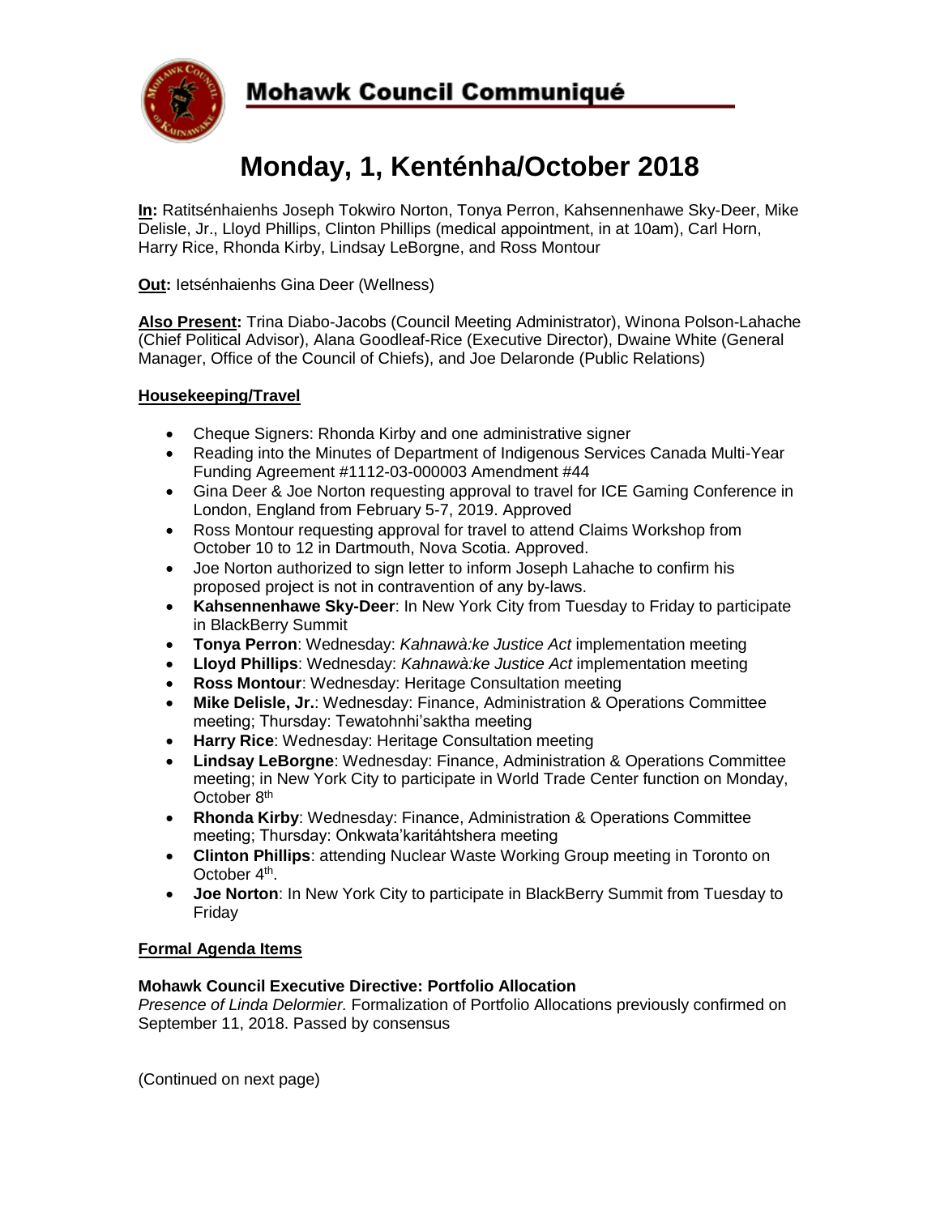# Mohawk Council Communiqué

## Monday, 1, Kenténha/October 2018

**In:** Ratitsénhaienhs Joseph Tokwiro Norton, Tonya Perron, Kahsennenhawe Sky-Deer, Mike Delisle, Jr., Lloyd Phillips, Clinton Phillips (medical appointment, in at 10am), Carl Horn, Harry Rice, Rhonda Kirby, Lindsay LeBorgne, and Ross Montour

**Out:** Ietsénhaienhs Gina Deer (Wellness)

**Also Present:** Trina Diabo-Jacobs (Council Meeting Administrator), Winona Polson-Lahache (Chief Political Advisor), Alana Goodleaf-Rice (Executive Director), Dwaine White (General Manager, Office of the Council of Chiefs), and Joe Delaronde (Public Relations)

### Housekeeping/Travel

- Cheque Signers: Rhonda Kirby and one administrative signer
- Reading into the Minutes of Department of Indigenous Services Canada Multi-Year Funding Agreement #1112-03-000003 Amendment #44
- Gina Deer & Joe Norton requesting approval to travel for ICE Gaming Conference in London, England from February 5-7, 2019. Approved
- Ross Montour requesting approval for travel to attend Claims Workshop from October 10 to 12 in Dartmouth, Nova Scotia. Approved.
- Joe Norton authorized to sign letter to inform Joseph Lahache to confirm his proposed project is not in contravention of any by-laws.
- **Kahsennenhawe Sky-Deer**: In New York City from Tuesday to Friday to participate in BlackBerry Summit
- **Tonya Perron**: Wednesday: *Kahnawà:ke Justice Act* implementation meeting
- **Lloyd Phillips**: Wednesday: *Kahnawà:ke Justice Act* implementation meeting
- **Ross Montour**: Wednesday: Heritage Consultation meeting
- **Mike Delisle, Jr.**: Wednesday: Finance, Administration & Operations Committee meeting; Thursday: Tewatohnhi'saktha meeting
- **Harry Rice**: Wednesday: Heritage Consultation meeting
- **Lindsay LeBorgne**: Wednesday: Finance, Administration & Operations Committee meeting; in New York City to participate in World Trade Center function on Monday, October 8th
- **Rhonda Kirby**: Wednesday: Finance, Administration & Operations Committee meeting; Thursday: Onkwata'karitáhtshera meeting
- **Clinton Phillips**: attending Nuclear Waste Working Group meeting in Toronto on October 4th.
- **Joe Norton**: In New York City to participate in BlackBerry Summit from Tuesday to Friday

### Formal Agenda Items

**Mohawk Council Executive Directive: Portfolio Allocation**
*Presence of Linda Delormier.* Formalization of Portfolio Allocations previously confirmed on September 11, 2018. Passed by consensus

(Continued on next page)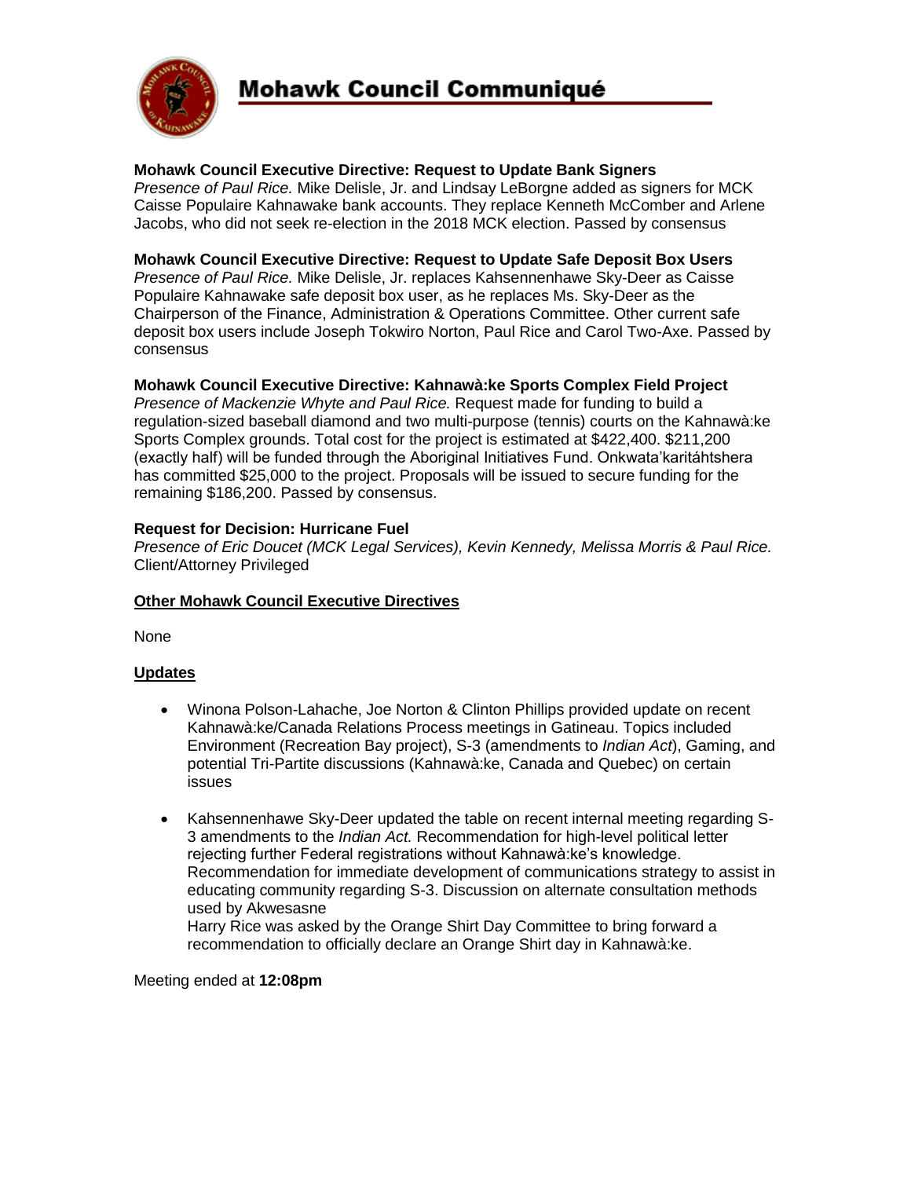# Mohawk Council Communiqué

**Mohawk Council Executive Directive: Request to Update Bank Signers**
*Presence of Paul Rice.* Mike Delisle, Jr. and Lindsay LeBorgne added as signers for MCK Caisse Populaire Kahnawake bank accounts. They replace Kenneth McComber and Arlene Jacobs, who did not seek re-election in the 2018 MCK election. Passed by consensus

**Mohawk Council Executive Directive: Request to Update Safe Deposit Box Users**
*Presence of Paul Rice.* Mike Delisle, Jr. replaces Kahsennenhawe Sky-Deer as Caisse Populaire Kahnawake safe deposit box user, as he replaces Ms. Sky-Deer as the Chairperson of the Finance, Administration & Operations Committee. Other current safe deposit box users include Joseph Tokwiro Norton, Paul Rice and Carol Two-Axe. Passed by consensus

**Mohawk Council Executive Directive: Kahnawà:ke Sports Complex Field Project**
*Presence of Mackenzie Whyte and Paul Rice.* Request made for funding to build a regulation-sized baseball diamond and two multi-purpose (tennis) courts on the Kahnawà:ke Sports Complex grounds. Total cost for the project is estimated at $422,400. $211,200 (exactly half) will be funded through the Aboriginal Initiatives Fund. Onkwata'karitáhtshera has committed $25,000 to the project. Proposals will be issued to secure funding for the remaining $186,200. Passed by consensus.

**Request for Decision: Hurricane Fuel**
*Presence of Eric Doucet (MCK Legal Services), Kevin Kennedy, Melissa Morris & Paul Rice.* Client/Attorney Privileged

**Other Mohawk Council Executive Directives**

None

**Updates**

- Winona Polson-Lahache, Joe Norton & Clinton Phillips provided update on recent Kahnawà:ke/Canada Relations Process meetings in Gatineau. Topics included Environment (Recreation Bay project), S-3 (amendments to *Indian Act*), Gaming, and potential Tri-Partite discussions (Kahnawà:ke, Canada and Quebec) on certain issues

- Kahsennenhawe Sky-Deer updated the table on recent internal meeting regarding S-3 amendments to the *Indian Act.* Recommendation for high-level political letter rejecting further Federal registrations without Kahnawà:ke's knowledge. Recommendation for immediate development of communications strategy to assist in educating community regarding S-3. Discussion on alternate consultation methods used by Akwesasne
  Harry Rice was asked by the Orange Shirt Day Committee to bring forward a recommendation to officially declare an Orange Shirt day in Kahnawà:ke.

Meeting ended at **12:08pm**